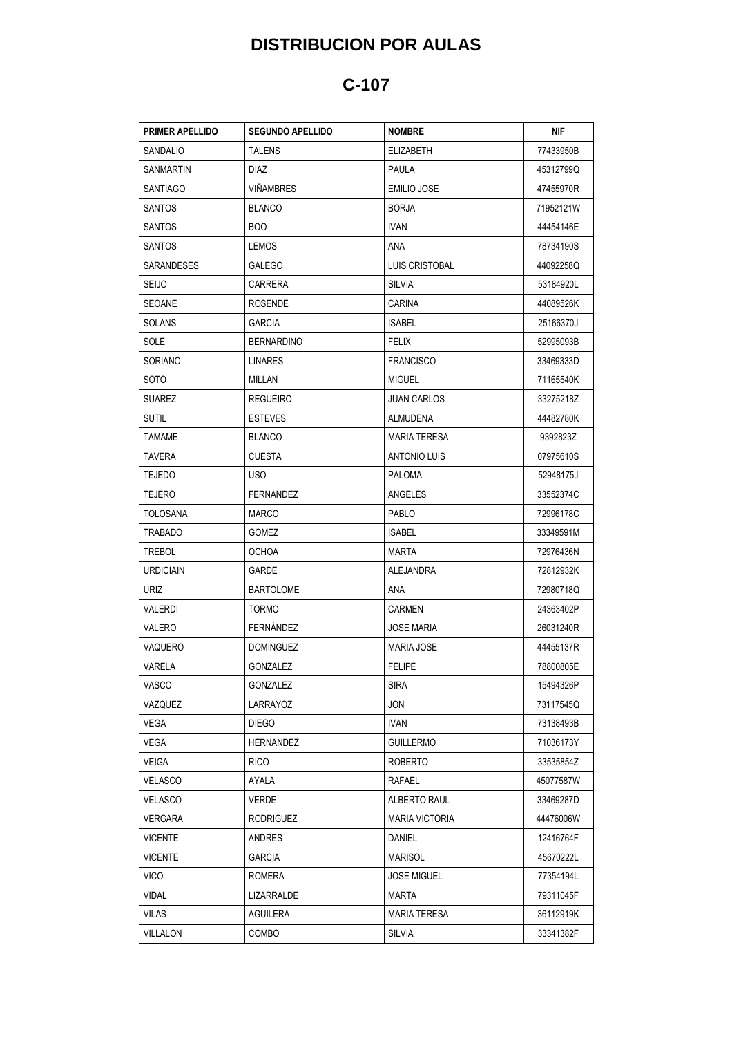# DISTRIBUCION POR AULAS

## C-107

| PRIMER APELLIDO | SEGUNDO APELLIDO | NOMBRE | NIF |
|---|---|---|---|
| SANDALIO | TALENS | ELIZABETH | 77433950B |
| SANMARTIN | DIAZ | PAULA | 45312799Q |
| SANTIAGO | VIÑAMBRES | EMILIO JOSE | 47455970R |
| SANTOS | BLANCO | BORJA | 71952121W |
| SANTOS | BOO | IVAN | 44454146E |
| SANTOS | LEMOS | ANA | 78734190S |
| SARANDESES | GALEGO | LUIS CRISTOBAL | 44092258Q |
| SEIJO | CARRERA | SILVIA | 53184920L |
| SEOANE | ROSENDE | CARINA | 44089526K |
| SOLANS | GARCIA | ISABEL | 25166370J |
| SOLE | BERNARDINO | FELIX | 52995093B |
| SORIANO | LINARES | FRANCISCO | 33469333D |
| SOTO | MILLAN | MIGUEL | 71165540K |
| SUAREZ | REGUEIRO | JUAN CARLOS | 33275218Z |
| SUTIL | ESTEVES | ALMUDENA | 44482780K |
| TAMAME | BLANCO | MARIA TERESA | 9392823Z |
| TAVERA | CUESTA | ANTONIO LUIS | 07975610S |
| TEJEDO | USO | PALOMA | 52948175J |
| TEJERO | FERNANDEZ | ANGELES | 33552374C |
| TOLOSANA | MARCO | PABLO | 72996178C |
| TRABADO | GOMEZ | ISABEL | 33349591M |
| TREBOL | OCHOA | MARTA | 72976436N |
| URDICIAIN | GARDE | ALEJANDRA | 72812932K |
| URIZ | BARTOLOME | ANA | 72980718Q |
| VALERDI | TORMO | CARMEN | 24363402P |
| VALERO | FERNÁNDEZ | JOSE MARIA | 26031240R |
| VAQUERO | DOMINGUEZ | MARIA JOSE | 44455137R |
| VARELA | GONZALEZ | FELIPE | 78800805E |
| VASCO | GONZALEZ | SIRA | 15494326P |
| VAZQUEZ | LARRAYOZ | JON | 73117545Q |
| VEGA | DIEGO | IVAN | 73138493B |
| VEGA | HERNANDEZ | GUILLERMO | 71036173Y |
| VEIGA | RICO | ROBERTO | 33535854Z |
| VELASCO | AYALA | RAFAEL | 45077587W |
| VELASCO | VERDE | ALBERTO RAUL | 33469287D |
| VERGARA | RODRIGUEZ | MARIA VICTORIA | 44476006W |
| VICENTE | ANDRES | DANIEL | 12416764F |
| VICENTE | GARCIA | MARISOL | 45670222L |
| VICO | ROMERA | JOSE MIGUEL | 77354194L |
| VIDAL | LIZARRALDE | MARTA | 79311045F |
| VILAS | AGUILERA | MARIA TERESA | 36112919K |
| VILLALON | COMBO | SILVIA | 33341382F |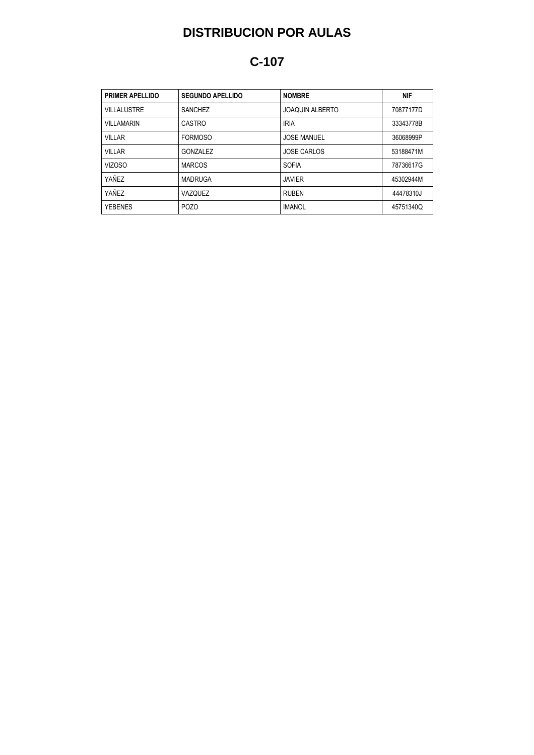# DISTRIBUCION POR AULAS

## C-107

| PRIMER APELLIDO | SEGUNDO APELLIDO | NOMBRE | NIF |
|---|---|---|---|
| VILLALUSTRE | SANCHEZ | JOAQUIN ALBERTO | 70877177D |
| VILLAMARIN | CASTRO | IRIA | 33343778B |
| VILLAR | FORMOSO | JOSE MANUEL | 36068999P |
| VILLAR | GONZALEZ | JOSE CARLOS | 53188471M |
| VIZOSO | MARCOS | SOFIA | 78736617G |
| YAÑEZ | MADRUGA | JAVIER | 45302944M |
| YAÑEZ | VAZQUEZ | RUBEN | 44478310J |
| YEBENES | POZO | IMANOL | 45751340Q |